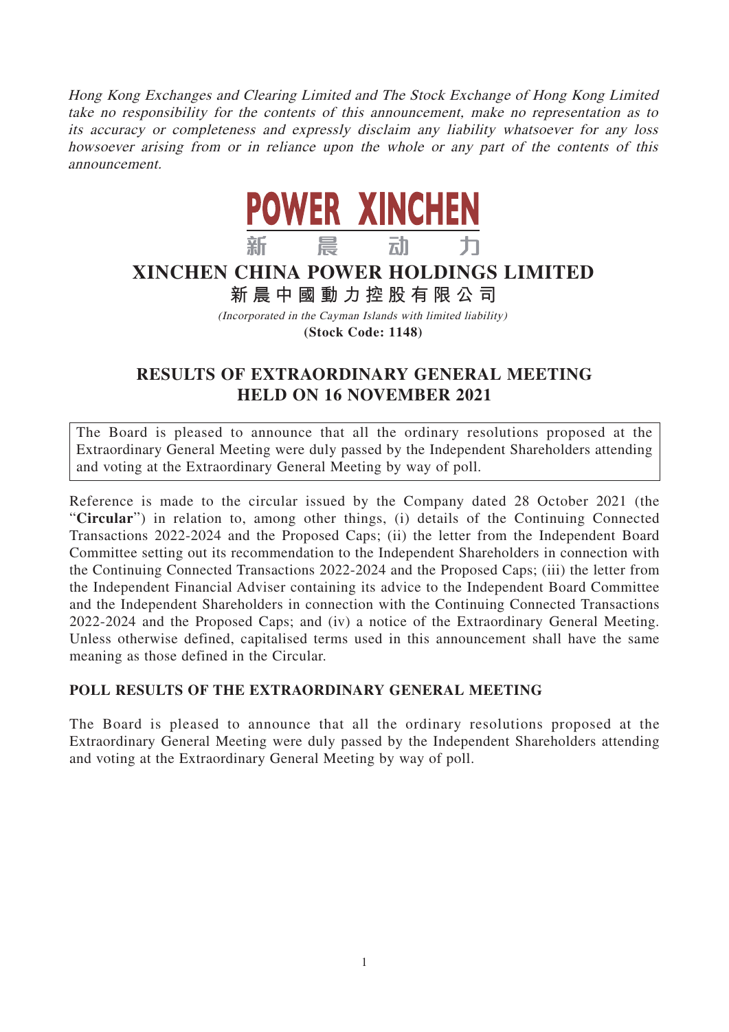*Hong Kong Exchanges and Clearing Limited and The Stock Exchange of Hong Kong Limited take no responsibility for the contents of this announcement, make no representation as to its accuracy or completeness and expressly disclaim any liability whatsoever for any loss howsoever arising from or in reliance upon the whole or any part of the contents of this announcement.*

POWER XINCHEN
新　晨　动　力

# XINCHEN CHINA POWER HOLDINGS LIMITED
# 新晨中國動力控股有限公司

*(Incorporated in the Cayman Islands with limited liability)*
**(Stock Code: 1148)**

## RESULTS OF EXTRAORDINARY GENERAL MEETING HELD ON 16 NOVEMBER 2021

The Board is pleased to announce that all the ordinary resolutions proposed at the Extraordinary General Meeting were duly passed by the Independent Shareholders attending and voting at the Extraordinary General Meeting by way of poll.

Reference is made to the circular issued by the Company dated 28 October 2021 (the "**Circular**") in relation to, among other things, (i) details of the Continuing Connected Transactions 2022-2024 and the Proposed Caps; (ii) the letter from the Independent Board Committee setting out its recommendation to the Independent Shareholders in connection with the Continuing Connected Transactions 2022-2024 and the Proposed Caps; (iii) the letter from the Independent Financial Adviser containing its advice to the Independent Board Committee and the Independent Shareholders in connection with the Continuing Connected Transactions 2022-2024 and the Proposed Caps; and (iv) a notice of the Extraordinary General Meeting. Unless otherwise defined, capitalised terms used in this announcement shall have the same meaning as those defined in the Circular.

### POLL RESULTS OF THE EXTRAORDINARY GENERAL MEETING

The Board is pleased to announce that all the ordinary resolutions proposed at the Extraordinary General Meeting were duly passed by the Independent Shareholders attending and voting at the Extraordinary General Meeting by way of poll.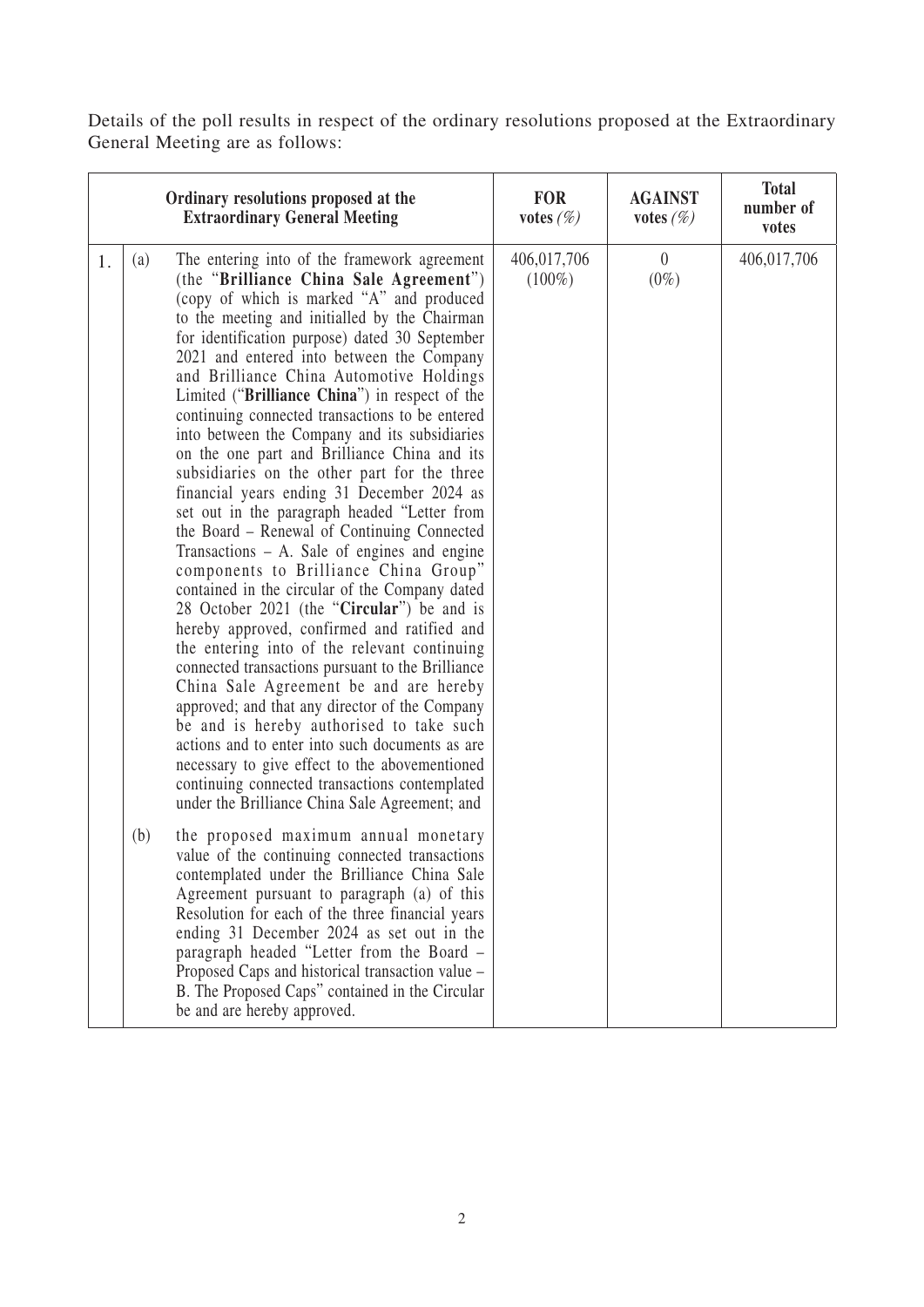Details of the poll results in respect of the ordinary resolutions proposed at the Extraordinary General Meeting are as follows:

| | | Ordinary resolutions proposed at the Extraordinary General Meeting | FOR votes *(%)* | AGAINST votes *(%)* | Total number of votes |
|---|---|---|---|---|---|
| 1. | (a) | The entering into of the framework agreement (the "**Brilliance China Sale Agreement**") (copy of which is marked "A" and produced to the meeting and initialled by the Chairman for identification purpose) dated 30 September 2021 and entered into between the Company and Brilliance China Automotive Holdings Limited ("**Brilliance China**") in respect of the continuing connected transactions to be entered into between the Company and its subsidiaries on the one part and Brilliance China and its subsidiaries on the other part for the three financial years ending 31 December 2024 as set out in the paragraph headed "Letter from the Board – Renewal of Continuing Connected Transactions – A. Sale of engines and engine components to Brilliance China Group" contained in the circular of the Company dated 28 October 2021 (the "**Circular**") be and is hereby approved, confirmed and ratified and the entering into of the relevant continuing connected transactions pursuant to the Brilliance China Sale Agreement be and are hereby approved; and that any director of the Company be and is hereby authorised to take such actions and to enter into such documents as are necessary to give effect to the abovementioned continuing connected transactions contemplated under the Brilliance China Sale Agreement; and | 406,017,706 (100%) | 0 (0%) | 406,017,706 |
| | (b) | the proposed maximum annual monetary value of the continuing connected transactions contemplated under the Brilliance China Sale Agreement pursuant to paragraph (a) of this Resolution for each of the three financial years ending 31 December 2024 as set out in the paragraph headed "Letter from the Board – Proposed Caps and historical transaction value – B. The Proposed Caps" contained in the Circular be and are hereby approved. | | | |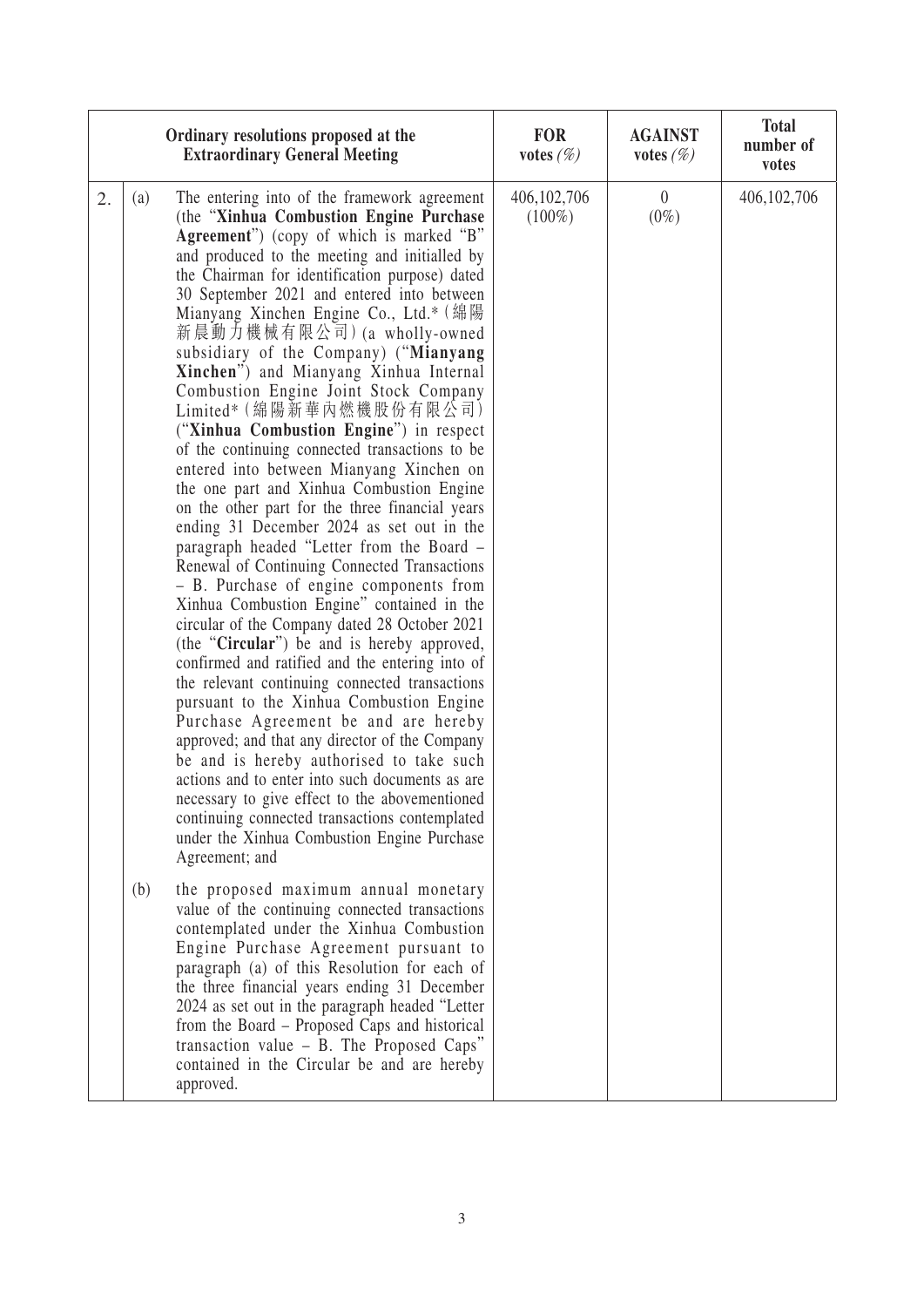| Ordinary resolutions proposed at the Extraordinary General Meeting | | FOR votes (%) | AGAINST votes (%) | Total number of votes |
|---|---|---|---|---|
| 2. | (a) The entering into of the framework agreement (the "**Xinhua Combustion Engine Purchase Agreement**") (copy of which is marked "B" and produced to the meeting and initialled by the Chairman for identification purpose) dated 30 September 2021 and entered into between Mianyang Xinchen Engine Co., Ltd.* (綿陽新晨動力機械有限公司) (a wholly-owned subsidiary of the Company) ("**Mianyang Xinchen**") and Mianyang Xinhua Internal Combustion Engine Joint Stock Company Limited* (綿陽新華內燃機股份有限公司) ("**Xinhua Combustion Engine**") in respect of the continuing connected transactions to be entered into between Mianyang Xinchen on the one part and Xinhua Combustion Engine on the other part for the three financial years ending 31 December 2024 as set out in the paragraph headed "Letter from the Board – Renewal of Continuing Connected Transactions – B. Purchase of engine components from Xinhua Combustion Engine" contained in the circular of the Company dated 28 October 2021 (the "**Circular**") be and is hereby approved, confirmed and ratified and the entering into of the relevant continuing connected transactions pursuant to the Xinhua Combustion Engine Purchase Agreement be and are hereby approved; and that any director of the Company be and is hereby authorised to take such actions and to enter into such documents as are necessary to give effect to the abovementioned continuing connected transactions contemplated under the Xinhua Combustion Engine Purchase Agreement; and<br><br>(b) the proposed maximum annual monetary value of the continuing connected transactions contemplated under the Xinhua Combustion Engine Purchase Agreement pursuant to paragraph (a) of this Resolution for each of the three financial years ending 31 December 2024 as set out in the paragraph headed "Letter from the Board – Proposed Caps and historical transaction value – B. The Proposed Caps" contained in the Circular be and are hereby approved. | 406,102,706 (100%) | 0 (0%) | 406,102,706 |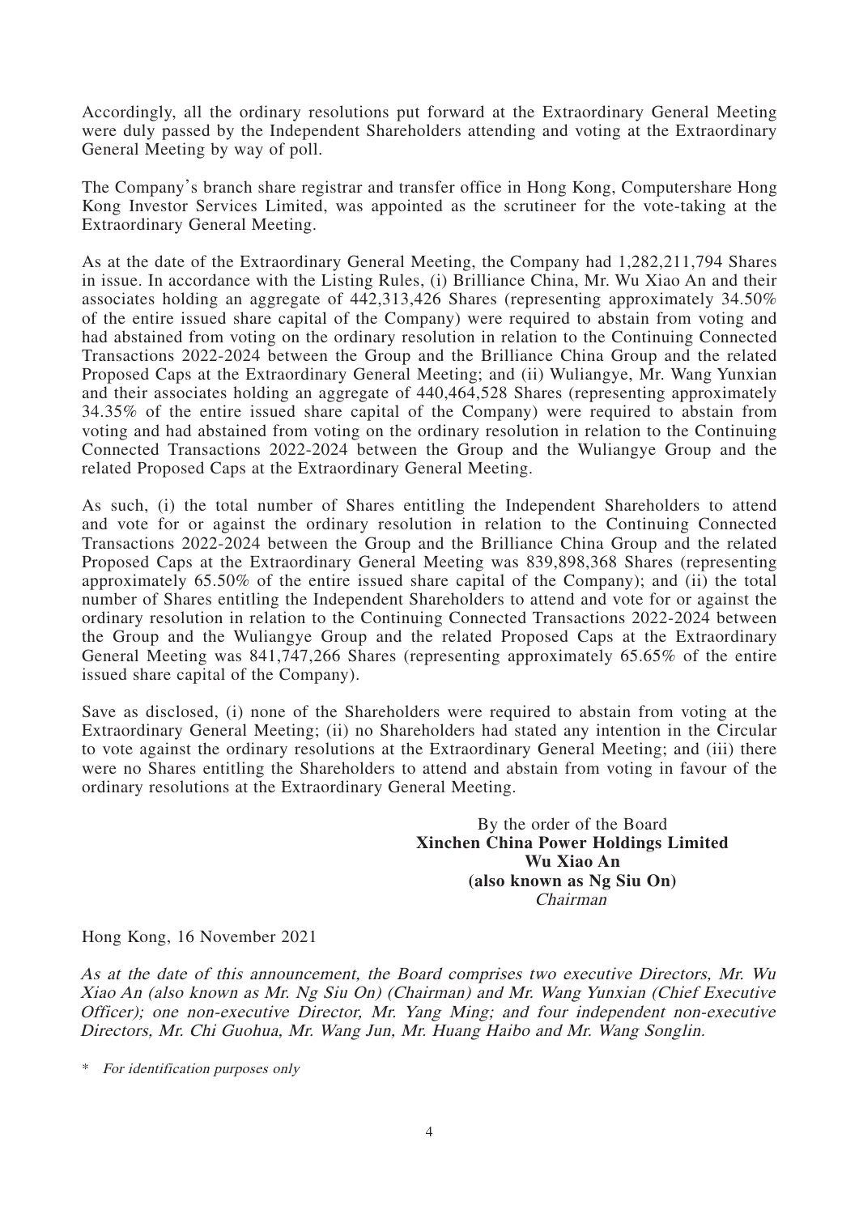Accordingly, all the ordinary resolutions put forward at the Extraordinary General Meeting were duly passed by the Independent Shareholders attending and voting at the Extraordinary General Meeting by way of poll.

The Company's branch share registrar and transfer office in Hong Kong, Computershare Hong Kong Investor Services Limited, was appointed as the scrutineer for the vote-taking at the Extraordinary General Meeting.

As at the date of the Extraordinary General Meeting, the Company had 1,282,211,794 Shares in issue. In accordance with the Listing Rules, (i) Brilliance China, Mr. Wu Xiao An and their associates holding an aggregate of 442,313,426 Shares (representing approximately 34.50% of the entire issued share capital of the Company) were required to abstain from voting and had abstained from voting on the ordinary resolution in relation to the Continuing Connected Transactions 2022-2024 between the Group and the Brilliance China Group and the related Proposed Caps at the Extraordinary General Meeting; and (ii) Wuliangye, Mr. Wang Yunxian and their associates holding an aggregate of 440,464,528 Shares (representing approximately 34.35% of the entire issued share capital of the Company) were required to abstain from voting and had abstained from voting on the ordinary resolution in relation to the Continuing Connected Transactions 2022-2024 between the Group and the Wuliangye Group and the related Proposed Caps at the Extraordinary General Meeting.

As such, (i) the total number of Shares entitling the Independent Shareholders to attend and vote for or against the ordinary resolution in relation to the Continuing Connected Transactions 2022-2024 between the Group and the Brilliance China Group and the related Proposed Caps at the Extraordinary General Meeting was 839,898,368 Shares (representing approximately 65.50% of the entire issued share capital of the Company); and (ii) the total number of Shares entitling the Independent Shareholders to attend and vote for or against the ordinary resolution in relation to the Continuing Connected Transactions 2022-2024 between the Group and the Wuliangye Group and the related Proposed Caps at the Extraordinary General Meeting was 841,747,266 Shares (representing approximately 65.65% of the entire issued share capital of the Company).

Save as disclosed, (i) none of the Shareholders were required to abstain from voting at the Extraordinary General Meeting; (ii) no Shareholders had stated any intention in the Circular to vote against the ordinary resolutions at the Extraordinary General Meeting; and (iii) there were no Shares entitling the Shareholders to attend and abstain from voting in favour of the ordinary resolutions at the Extraordinary General Meeting.

By the order of the Board
**Xinchen China Power Holdings Limited**
**Wu Xiao An**
**(also known as Ng Siu On)**
*Chairman*

Hong Kong, 16 November 2021

*As at the date of this announcement, the Board comprises two executive Directors, Mr. Wu Xiao An (also known as Mr. Ng Siu On) (Chairman) and Mr. Wang Yunxian (Chief Executive Officer); one non-executive Director, Mr. Yang Ming; and four independent non-executive Directors, Mr. Chi Guohua, Mr. Wang Jun, Mr. Huang Haibo and Mr. Wang Songlin.*

\* *For identification purposes only*